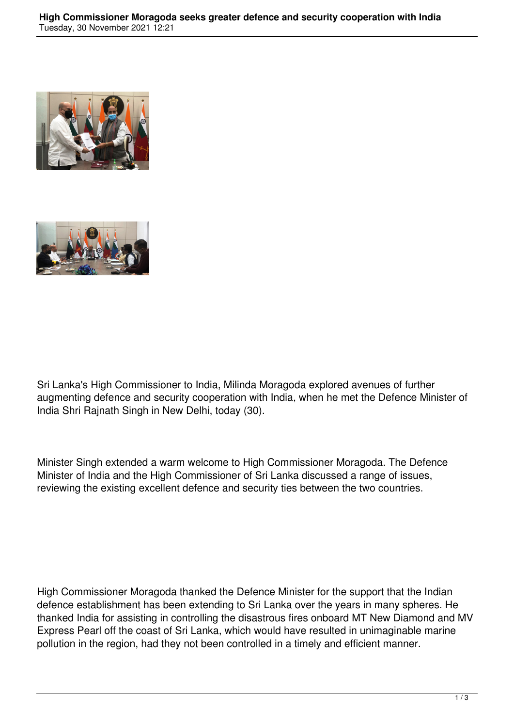# High Commissioner Moragoda seeks greater defence and security cooperation with India

Tuesday, 30 November 2021 12:21

Sri Lanka's High Commissioner to India, Milinda Moragoda explored avenues of further augmenting defence and security cooperation with India, when he met the Defence Minister of India Shri Rajnath Singh in New Delhi, today (30).

Minister Singh extended a warm welcome to High Commissioner Moragoda. The Defence Minister of India and the High Commissioner of Sri Lanka discussed a range of issues, reviewing the existing excellent defence and security ties between the two countries.

High Commissioner Moragoda thanked the Defence Minister for the support that the Indian defence establishment has been extending to Sri Lanka over the years in many spheres. He thanked India for assisting in controlling the disastrous fires onboard MT New Diamond and MV Express Pearl off the coast of Sri Lanka, which would have resulted in unimaginable marine pollution in the region, had they not been controlled in a timely and efficient manner.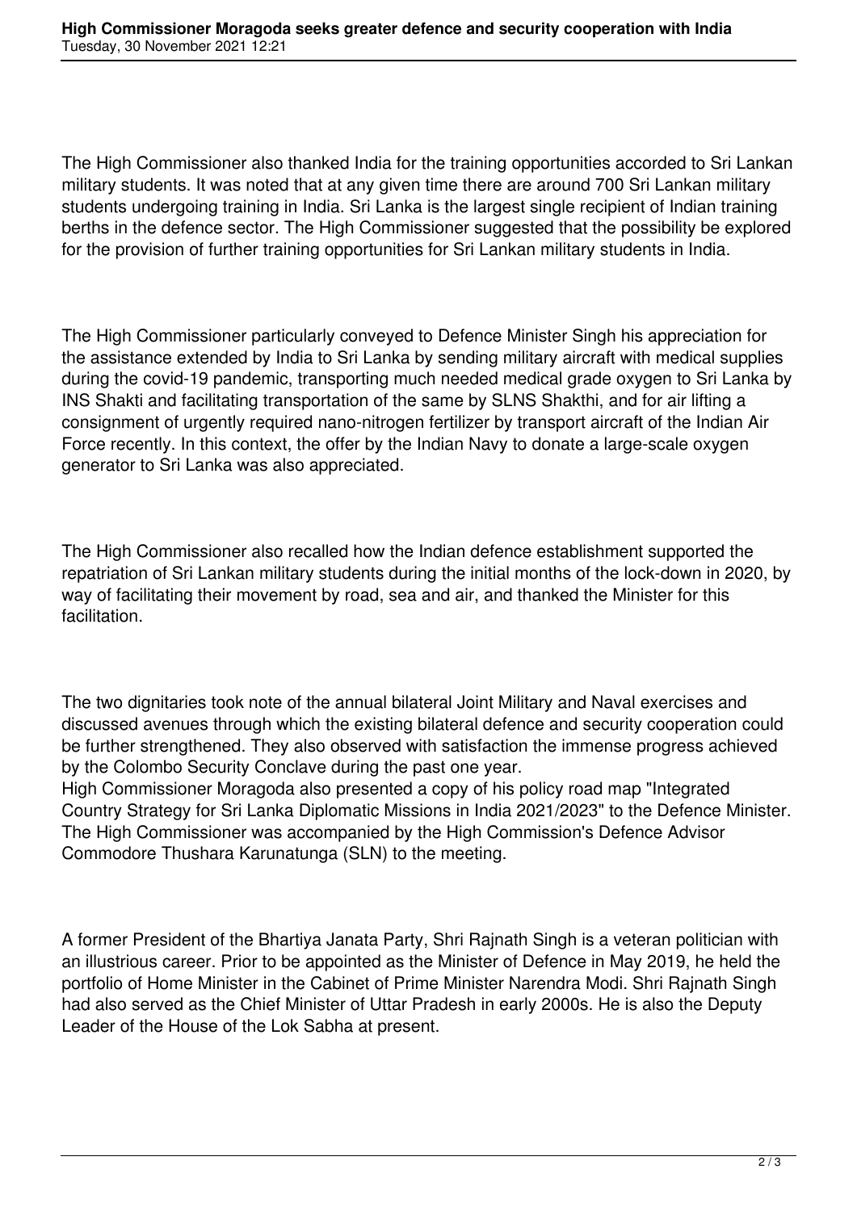The High Commissioner also thanked India for the training opportunities accorded to Sri Lankan military students. It was noted that at any given time there are around 700 Sri Lankan military students undergoing training in India. Sri Lanka is the largest single recipient of Indian training berths in the defence sector. The High Commissioner suggested that the possibility be explored for the provision of further training opportunities for Sri Lankan military students in India.

The High Commissioner particularly conveyed to Defence Minister Singh his appreciation for the assistance extended by India to Sri Lanka by sending military aircraft with medical supplies during the covid-19 pandemic, transporting much needed medical grade oxygen to Sri Lanka by INS Shakti and facilitating transportation of the same by SLNS Shakthi, and for air lifting a consignment of urgently required nano-nitrogen fertilizer by transport aircraft of the Indian Air Force recently. In this context, the offer by the Indian Navy to donate a large-scale oxygen generator to Sri Lanka was also appreciated.

The High Commissioner also recalled how the Indian defence establishment supported the repatriation of Sri Lankan military students during the initial months of the lock-down in 2020, by way of facilitating their movement by road, sea and air, and thanked the Minister for this facilitation.

The two dignitaries took note of the annual bilateral Joint Military and Naval exercises and discussed avenues through which the existing bilateral defence and security cooperation could be further strengthened. They also observed with satisfaction the immense progress achieved by the Colombo Security Conclave during the past one year.
High Commissioner Moragoda also presented a copy of his policy road map "Integrated Country Strategy for Sri Lanka Diplomatic Missions in India 2021/2023" to the Defence Minister. The High Commissioner was accompanied by the High Commission's Defence Advisor Commodore Thushara Karunatunga (SLN) to the meeting.

A former President of the Bhartiya Janata Party, Shri Rajnath Singh is a veteran politician with an illustrious career. Prior to be appointed as the Minister of Defence in May 2019, he held the portfolio of Home Minister in the Cabinet of Prime Minister Narendra Modi. Shri Rajnath Singh had also served as the Chief Minister of Uttar Pradesh in early 2000s. He is also the Deputy Leader of the House of the Lok Sabha at present.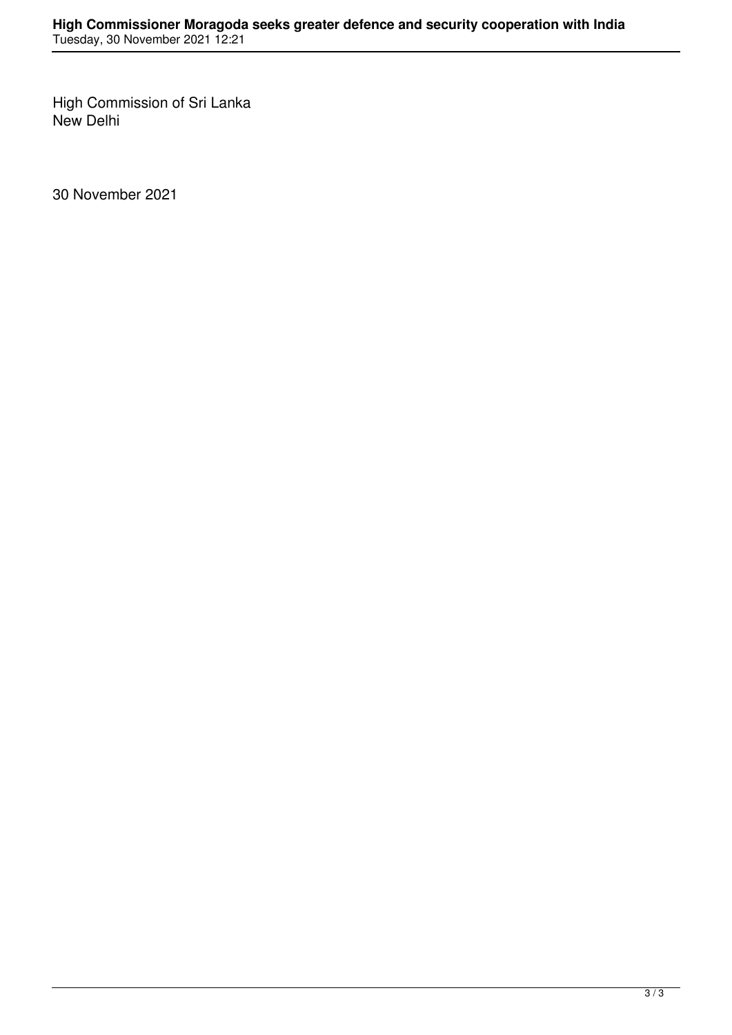High Commission of Sri Lanka
New Delhi

30 November 2021